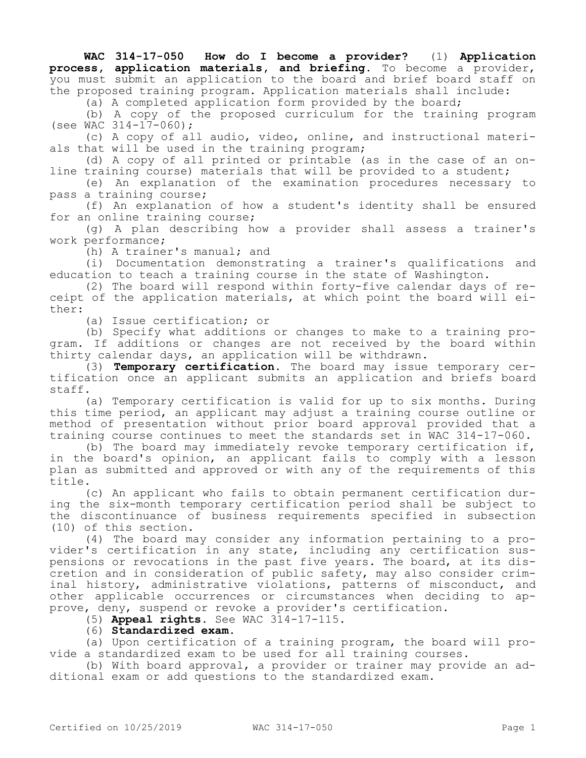**WAC 314-17-050 How do I become a provider?** (1) **Application process, application materials, and briefing.** To become a provider, you must submit an application to the board and brief board staff on the proposed training program. Application materials shall include:

(a) A completed application form provided by the board;

(b) A copy of the proposed curriculum for the training program (see WAC 314-17-060);

(c) A copy of all audio, video, online, and instructional materials that will be used in the training program;

(d) A copy of all printed or printable (as in the case of an online training course) materials that will be provided to a student;

(e) An explanation of the examination procedures necessary to pass a training course;

(f) An explanation of how a student's identity shall be ensured for an online training course;

(g) A plan describing how a provider shall assess a trainer's work performance;

(h) A trainer's manual; and

(i) Documentation demonstrating a trainer's qualifications and education to teach a training course in the state of Washington.

(2) The board will respond within forty-five calendar days of receipt of the application materials, at which point the board will either:

(a) Issue certification; or

(b) Specify what additions or changes to make to a training program. If additions or changes are not received by the board within thirty calendar days, an application will be withdrawn.

(3) **Temporary certification.** The board may issue temporary certification once an applicant submits an application and briefs board staff.

(a) Temporary certification is valid for up to six months. During this time period, an applicant may adjust a training course outline or method of presentation without prior board approval provided that a training course continues to meet the standards set in WAC 314-17-060.

(b) The board may immediately revoke temporary certification if, in the board's opinion, an applicant fails to comply with a lesson plan as submitted and approved or with any of the requirements of this title.

(c) An applicant who fails to obtain permanent certification during the six-month temporary certification period shall be subject to the discontinuance of business requirements specified in subsection (10) of this section.

(4) The board may consider any information pertaining to a provider's certification in any state, including any certification suspensions or revocations in the past five years. The board, at its discretion and in consideration of public safety, may also consider criminal history, administrative violations, patterns of misconduct, and other applicable occurrences or circumstances when deciding to approve, deny, suspend or revoke a provider's certification.

(5) **Appeal rights.** See WAC 314-17-115.

(6) **Standardized exam.**

(a) Upon certification of a training program, the board will provide a standardized exam to be used for all training courses.

(b) With board approval, a provider or trainer may provide an additional exam or add questions to the standardized exam.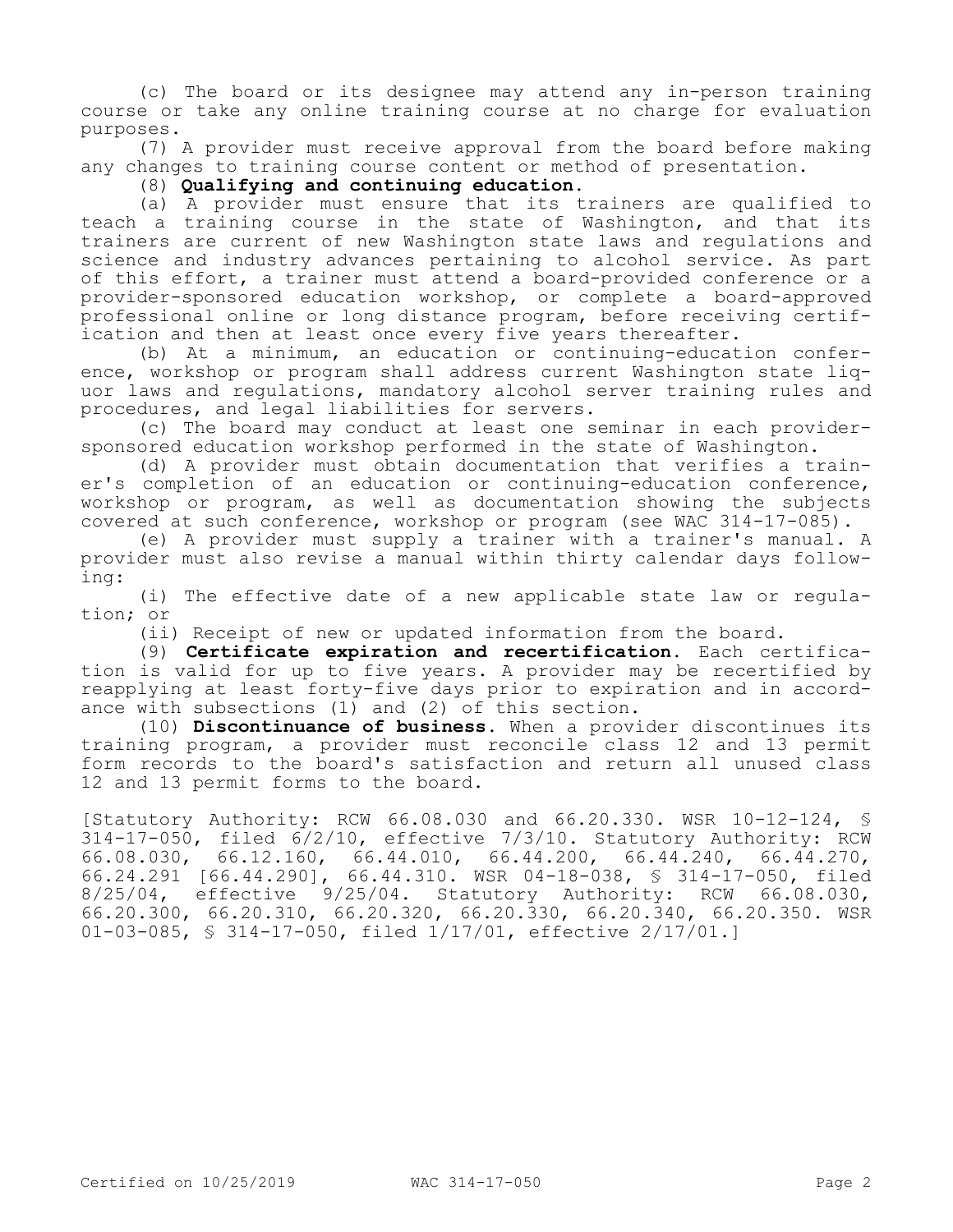(c) The board or its designee may attend any in-person training course or take any online training course at no charge for evaluation purposes.

(7) A provider must receive approval from the board before making any changes to training course content or method of presentation.

(8) **Qualifying and continuing education.**

(a) A provider must ensure that its trainers are qualified to teach a training course in the state of Washington, and that its trainers are current of new Washington state laws and regulations and science and industry advances pertaining to alcohol service. As part of this effort, a trainer must attend a board-provided conference or a provider-sponsored education workshop, or complete a board-approved professional online or long distance program, before receiving certification and then at least once every five years thereafter.

(b) At a minimum, an education or continuing-education conference, workshop or program shall address current Washington state liquor laws and regulations, mandatory alcohol server training rules and procedures, and legal liabilities for servers.

(c) The board may conduct at least one seminar in each provider-sponsored education workshop performed in the state of Washington.

(d) A provider must obtain documentation that verifies a trainer's completion of an education or continuing-education conference, workshop or program, as well as documentation showing the subjects covered at such conference, workshop or program (see WAC 314-17-085).

(e) A provider must supply a trainer with a trainer's manual. A provider must also revise a manual within thirty calendar days following:

(i) The effective date of a new applicable state law or regulation; or

(ii) Receipt of new or updated information from the board.

(9) **Certificate expiration and recertification.** Each certification is valid for up to five years. A provider may be recertified by reapplying at least forty-five days prior to expiration and in accordance with subsections (1) and (2) of this section.

(10) **Discontinuance of business.** When a provider discontinues its training program, a provider must reconcile class 12 and 13 permit form records to the board's satisfaction and return all unused class 12 and 13 permit forms to the board.

[Statutory Authority: RCW 66.08.030 and 66.20.330. WSR 10-12-124, § 314-17-050, filed 6/2/10, effective 7/3/10. Statutory Authority: RCW 66.08.030, 66.12.160, 66.44.010, 66.44.200, 66.44.240, 66.44.270, 66.24.291 [66.44.290], 66.44.310. WSR 04-18-038, § 314-17-050, filed 8/25/04, effective 9/25/04. Statutory Authority: RCW 66.08.030, 66.20.300, 66.20.310, 66.20.320, 66.20.330, 66.20.340, 66.20.350. WSR 01-03-085, § 314-17-050, filed 1/17/01, effective 2/17/01.]